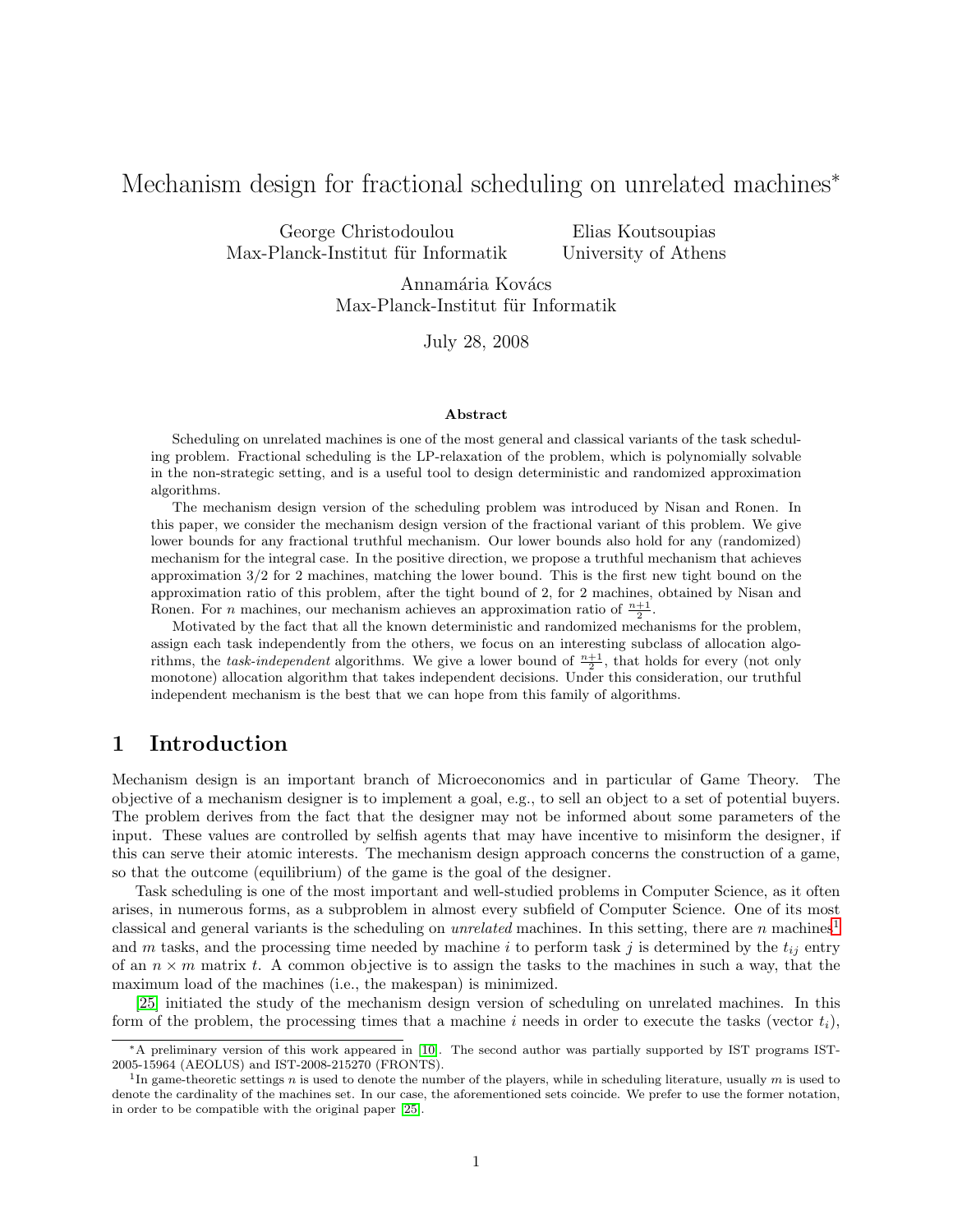# Mechanism design for fractional scheduling on unrelated machines*

George Christodoulou
Max-Planck-Institut für Informatik

Elias Koutsoupias
University of Athens

Annamária Kovács
Max-Planck-Institut für Informatik

July 28, 2008

**Abstract**

Scheduling on unrelated machines is one of the most general and classical variants of the task scheduling problem. Fractional scheduling is the LP-relaxation of the problem, which is polynomially solvable in the non-strategic setting, and is a useful tool to design deterministic and randomized approximation algorithms.

The mechanism design version of the scheduling problem was introduced by Nisan and Ronen. In this paper, we consider the mechanism design version of the fractional variant of this problem. We give lower bounds for any fractional truthful mechanism. Our lower bounds also hold for any (randomized) mechanism for the integral case. In the positive direction, we propose a truthful mechanism that achieves approximation 3/2 for 2 machines, matching the lower bound. This is the first new tight bound on the approximation ratio of this problem, after the tight bound of 2, for 2 machines, obtained by Nisan and Ronen. For $n$ machines, our mechanism achieves an approximation ratio of $\frac{n+1}{2}$.

Motivated by the fact that all the known deterministic and randomized mechanisms for the problem, assign each task independently from the others, we focus on an interesting subclass of allocation algorithms, the *task-independent* algorithms. We give a lower bound of $\frac{n+1}{2}$, that holds for every (not only monotone) allocation algorithm that takes independent decisions. Under this consideration, our truthful independent mechanism is the best that we can hope from this family of algorithms.

## 1 Introduction

Mechanism design is an important branch of Microeconomics and in particular of Game Theory. The objective of a mechanism designer is to implement a goal, e.g., to sell an object to a set of potential buyers. The problem derives from the fact that the designer may not be informed about some parameters of the input. These values are controlled by selfish agents that may have incentive to misinform the designer, if this can serve their atomic interests. The mechanism design approach concerns the construction of a game, so that the outcome (equilibrium) of the game is the goal of the designer.

Task scheduling is one of the most important and well-studied problems in Computer Science, as it often arises, in numerous forms, as a subproblem in almost every subfield of Computer Science. One of its most classical and general variants is the scheduling on *unrelated* machines. In this setting, there are $n$ machines[1] and $m$ tasks, and the processing time needed by machine $i$ to perform task $j$ is determined by the $t_{ij}$ entry of an $n \times m$ matrix $t$. A common objective is to assign the tasks to the machines in such a way, that the maximum load of the machines (i.e., the makespan) is minimized.

[25] initiated the study of the mechanism design version of scheduling on unrelated machines. In this form of the problem, the processing times that a machine $i$ needs in order to execute the tasks (vector $t_i$),

---

*A preliminary version of this work appeared in [10]. The second author was partially supported by IST programs IST-2005-15964 (AEOLUS) and IST-2008-215270 (FRONTS).

[1] In game-theoretic settings $n$ is used to denote the number of the players, while in scheduling literature, usually $m$ is used to denote the cardinality of the machines set. In our case, the aforementioned sets coincide. We prefer to use the former notation, in order to be compatible with the original paper [25].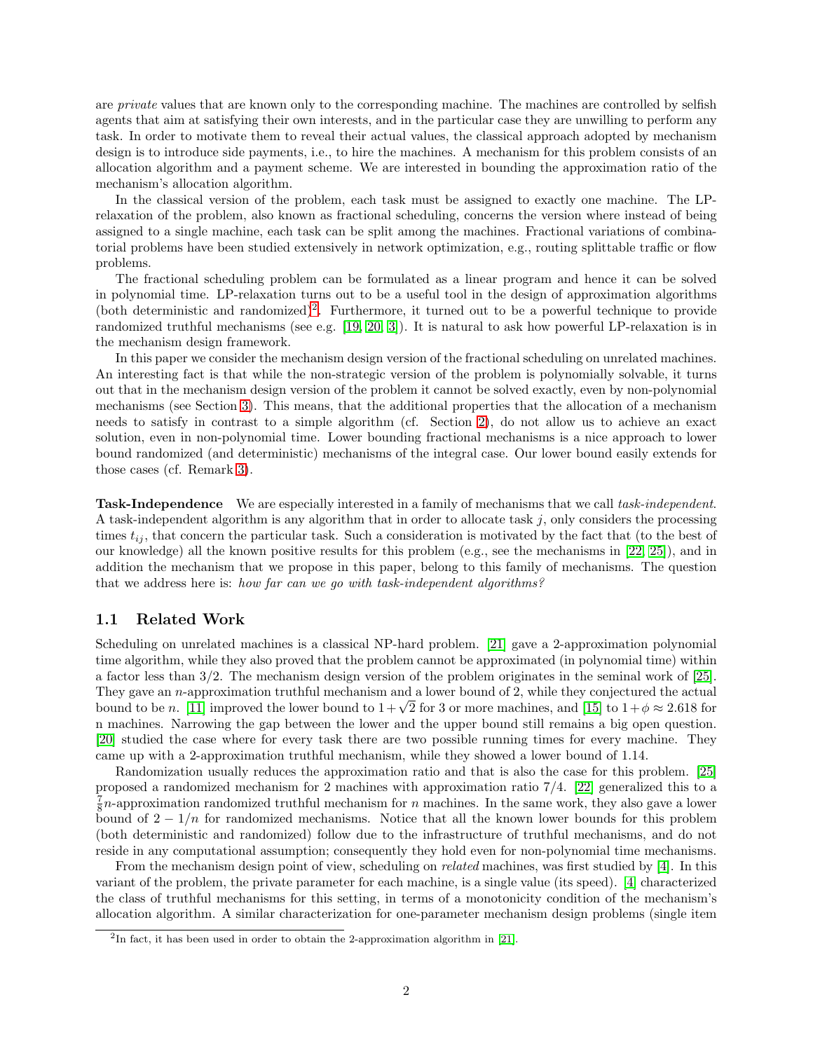are *private* values that are known only to the corresponding machine. The machines are controlled by selfish agents that aim at satisfying their own interests, and in the particular case they are unwilling to perform any task. In order to motivate them to reveal their actual values, the classical approach adopted by mechanism design is to introduce side payments, i.e., to hire the machines. A mechanism for this problem consists of an allocation algorithm and a payment scheme. We are interested in bounding the approximation ratio of the mechanism's allocation algorithm.

In the classical version of the problem, each task must be assigned to exactly one machine. The LP-relaxation of the problem, also known as fractional scheduling, concerns the version where instead of being assigned to a single machine, each task can be split among the machines. Fractional variations of combinatorial problems have been studied extensively in network optimization, e.g., routing splittable traffic or flow problems.

The fractional scheduling problem can be formulated as a linear program and hence it can be solved in polynomial time. LP-relaxation turns out to be a useful tool in the design of approximation algorithms (both deterministic and randomized)[2]. Furthermore, it turned out to be a powerful technique to provide randomized truthful mechanisms (see e.g. [19, 20, 3]). It is natural to ask how powerful LP-relaxation is in the mechanism design framework.

In this paper we consider the mechanism design version of the fractional scheduling on unrelated machines. An interesting fact is that while the non-strategic version of the problem is polynomially solvable, it turns out that in the mechanism design version of the problem it cannot be solved exactly, even by non-polynomial mechanisms (see Section 3). This means, that the additional properties that the allocation of a mechanism needs to satisfy in contrast to a simple algorithm (cf. Section 2), do not allow us to achieve an exact solution, even in non-polynomial time. Lower bounding fractional mechanisms is a nice approach to lower bound randomized (and deterministic) mechanisms of the integral case. Our lower bound easily extends for those cases (cf. Remark 3).

**Task-Independence** We are especially interested in a family of mechanisms that we call *task-independent*. A task-independent algorithm is any algorithm that in order to allocate task $j$, only considers the processing times $t_{ij}$, that concern the particular task. Such a consideration is motivated by the fact that (to the best of our knowledge) all the known positive results for this problem (e.g., see the mechanisms in [22, 25]), and in addition the mechanism that we propose in this paper, belong to this family of mechanisms. The question that we address here is: *how far can we go with task-independent algorithms?*

## 1.1 Related Work

Scheduling on unrelated machines is a classical NP-hard problem. [21] gave a 2-approximation polynomial time algorithm, while they also proved that the problem cannot be approximated (in polynomial time) within a factor less than 3/2. The mechanism design version of the problem originates in the seminal work of [25]. They gave an $n$-approximation truthful mechanism and a lower bound of 2, while they conjectured the actual bound to be $n$. [11] improved the lower bound to $1+\sqrt{2}$ for 3 or more machines, and [15] to $1+\phi \approx 2.618$ for n machines. Narrowing the gap between the lower and the upper bound still remains a big open question. [20] studied the case where for every task there are two possible running times for every machine. They came up with a 2-approximation truthful mechanism, while they showed a lower bound of 1.14.

Randomization usually reduces the approximation ratio and that is also the case for this problem. [25] proposed a randomized mechanism for 2 machines with approximation ratio 7/4. [22] generalized this to a $\frac{7}{8}n$-approximation randomized truthful mechanism for $n$ machines. In the same work, they also gave a lower bound of $2-1/n$ for randomized mechanisms. Notice that all the known lower bounds for this problem (both deterministic and randomized) follow due to the infrastructure of truthful mechanisms, and do not reside in any computational assumption; consequently they hold even for non-polynomial time mechanisms.

From the mechanism design point of view, scheduling on *related* machines, was first studied by [4]. In this variant of the problem, the private parameter for each machine, is a single value (its speed). [4] characterized the class of truthful mechanisms for this setting, in terms of a monotonicity condition of the mechanism's allocation algorithm. A similar characterization for one-parameter mechanism design problems (single item

[2] In fact, it has been used in order to obtain the 2-approximation algorithm in [21].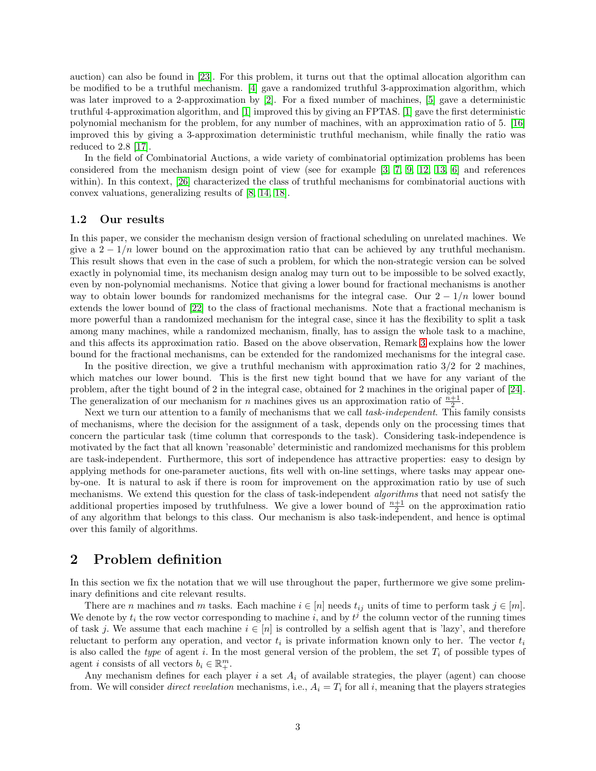auction) can also be found in [23]. For this problem, it turns out that the optimal allocation algorithm can be modified to be a truthful mechanism. [4] gave a randomized truthful 3-approximation algorithm, which was later improved to a 2-approximation by [2]. For a fixed number of machines, [5] gave a deterministic truthful 4-approximation algorithm, and [1] improved this by giving an FPTAS. [1] gave the first deterministic polynomial mechanism for the problem, for any number of machines, with an approximation ratio of 5. [16] improved this by giving a 3-approximation deterministic truthful mechanism, while finally the ratio was reduced to 2.8 [17].

In the field of Combinatorial Auctions, a wide variety of combinatorial optimization problems has been considered from the mechanism design point of view (see for example [3, 7, 9, 12, 13, 6] and references within). In this context, [26] characterized the class of truthful mechanisms for combinatorial auctions with convex valuations, generalizing results of [8, 14, 18].

### 1.2 Our results

In this paper, we consider the mechanism design version of fractional scheduling on unrelated machines. We give a $2 - 1/n$ lower bound on the approximation ratio that can be achieved by any truthful mechanism. This result shows that even in the case of such a problem, for which the non-strategic version can be solved exactly in polynomial time, its mechanism design analog may turn out to be impossible to be solved exactly, even by non-polynomial mechanisms. Notice that giving a lower bound for fractional mechanisms is another way to obtain lower bounds for randomized mechanisms for the integral case. Our $2 - 1/n$ lower bound extends the lower bound of [22] to the class of fractional mechanisms. Note that a fractional mechanism is more powerful than a randomized mechanism for the integral case, since it has the flexibility to split a task among many machines, while a randomized mechanism, finally, has to assign the whole task to a machine, and this affects its approximation ratio. Based on the above observation, Remark 3 explains how the lower bound for the fractional mechanisms, can be extended for the randomized mechanisms for the integral case.

In the positive direction, we give a truthful mechanism with approximation ratio 3/2 for 2 machines, which matches our lower bound. This is the first new tight bound that we have for any variant of the problem, after the tight bound of 2 in the integral case, obtained for 2 machines in the original paper of [24]. The generalization of our mechanism for $n$ machines gives us an approximation ratio of $\frac{n+1}{2}$.

Next we turn our attention to a family of mechanisms that we call *task-independent*. This family consists of mechanisms, where the decision for the assignment of a task, depends only on the processing times that concern the particular task (time column that corresponds to the task). Considering task-independence is motivated by the fact that all known 'reasonable' deterministic and randomized mechanisms for this problem are task-independent. Furthermore, this sort of independence has attractive properties: easy to design by applying methods for one-parameter auctions, fits well with on-line settings, where tasks may appear one-by-one. It is natural to ask if there is room for improvement on the approximation ratio by use of such mechanisms. We extend this question for the class of task-independent *algorithms* that need not satisfy the additional properties imposed by truthfulness. We give a lower bound of $\frac{n+1}{2}$ on the approximation ratio of any algorithm that belongs to this class. Our mechanism is also task-independent, and hence is optimal over this family of algorithms.

## 2 Problem definition

In this section we fix the notation that we will use throughout the paper, furthermore we give some preliminary definitions and cite relevant results.

There are $n$ machines and $m$ tasks. Each machine $i \in [n]$ needs $t_{ij}$ units of time to perform task $j \in [m]$. We denote by $t_i$ the row vector corresponding to machine $i$, and by $t^j$ the column vector of the running times of task $j$. We assume that each machine $i \in [n]$ is controlled by a selfish agent that is 'lazy', and therefore reluctant to perform any operation, and vector $t_i$ is private information known only to her. The vector $t_i$ is also called the *type* of agent $i$. In the most general version of the problem, the set $T_i$ of possible types of agent $i$ consists of all vectors $b_i \in \mathbb{R}^m_+$.

Any mechanism defines for each player $i$ a set $A_i$ of available strategies, the player (agent) can choose from. We will consider *direct revelation* mechanisms, i.e., $A_i = T_i$ for all $i$, meaning that the players strategies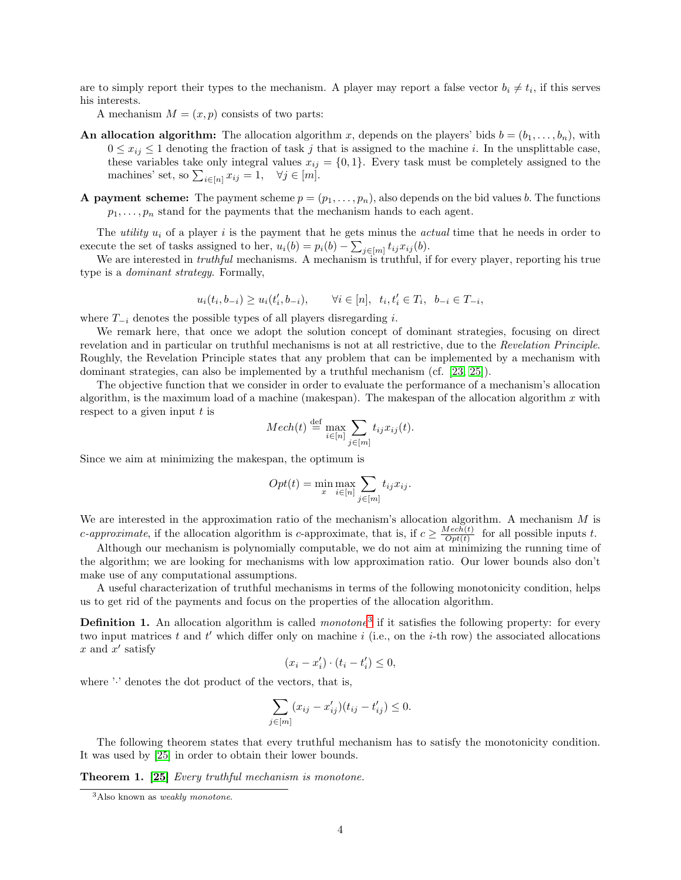are to simply report their types to the mechanism. A player may report a false vector $b_i \neq t_i$, if this serves his interests.

A mechanism $M = (x, p)$ consists of two parts:

**An allocation algorithm:** The allocation algorithm $x$, depends on the players' bids $b = (b_1, \ldots, b_n)$, with $0 \leq x_{ij} \leq 1$ denoting the fraction of task $j$ that is assigned to the machine $i$. In the unsplittable case, these variables take only integral values $x_{ij} = \{0, 1\}$. Every task must be completely assigned to the machines' set, so $\sum_{i \in [n]} x_{ij} = 1, \quad \forall j \in [m]$.

**A payment scheme:** The payment scheme $p = (p_1, \ldots, p_n)$, also depends on the bid values $b$. The functions $p_1, \ldots, p_n$ stand for the payments that the mechanism hands to each agent.

The *utility* $u_i$ of a player $i$ is the payment that he gets minus the *actual* time that he needs in order to execute the set of tasks assigned to her, $u_i(b) = p_i(b) - \sum_{j \in [m]} t_{ij} x_{ij}(b)$.

We are interested in *truthful* mechanisms. A mechanism is truthful, if for every player, reporting his true type is a *dominant strategy*. Formally,

$$u_i(t_i, b_{-i}) \geq u_i(t'_i, b_{-i}), \qquad \forall i \in [n], \;\; t_i, t'_i \in T_i, \;\; b_{-i} \in T_{-i},$$

where $T_{-i}$ denotes the possible types of all players disregarding $i$.

We remark here, that once we adopt the solution concept of dominant strategies, focusing on direct revelation and in particular on truthful mechanisms is not at all restrictive, due to the *Revelation Principle*. Roughly, the Revelation Principle states that any problem that can be implemented by a mechanism with dominant strategies, can also be implemented by a truthful mechanism (cf. [23, 25]).

The objective function that we consider in order to evaluate the performance of a mechanism's allocation algorithm, is the maximum load of a machine (makespan). The makespan of the allocation algorithm $x$ with respect to a given input $t$ is

$$Mech(t) \stackrel{\text{def}}{=} \max_{i \in [n]} \sum_{j \in [m]} t_{ij} x_{ij}(t).$$

Since we aim at minimizing the makespan, the optimum is

$$Opt(t) = \min_{x} \max_{i \in [n]} \sum_{j \in [m]} t_{ij} x_{ij}.$$

We are interested in the approximation ratio of the mechanism's allocation algorithm. A mechanism $M$ is *c-approximate*, if the allocation algorithm is $c$-approximate, that is, if $c \geq \frac{Mech(t)}{Opt(t)}$ for all possible inputs $t$.

Although our mechanism is polynomially computable, we do not aim at minimizing the running time of the algorithm; we are looking for mechanisms with low approximation ratio. Our lower bounds also don't make use of any computational assumptions.

A useful characterization of truthful mechanisms in terms of the following monotonicity condition, helps us to get rid of the payments and focus on the properties of the allocation algorithm.

**Definition 1.** An allocation algorithm is called *monotone*[3] if it satisfies the following property: for every two input matrices $t$ and $t'$ which differ only on machine $i$ (i.e., on the $i$-th row) the associated allocations $x$ and $x'$ satisfy

$$(x_i - x'_i) \cdot (t_i - t'_i) \leq 0,$$

where '$\cdot$' denotes the dot product of the vectors, that is,

$$\sum_{j \in [m]} (x_{ij} - x'_{ij})(t_{ij} - t'_{ij}) \leq 0.$$

The following theorem states that every truthful mechanism has to satisfy the monotonicity condition. It was used by [25] in order to obtain their lower bounds.

**Theorem 1.** [25] *Every truthful mechanism is monotone.*

[3] Also known as *weakly monotone*.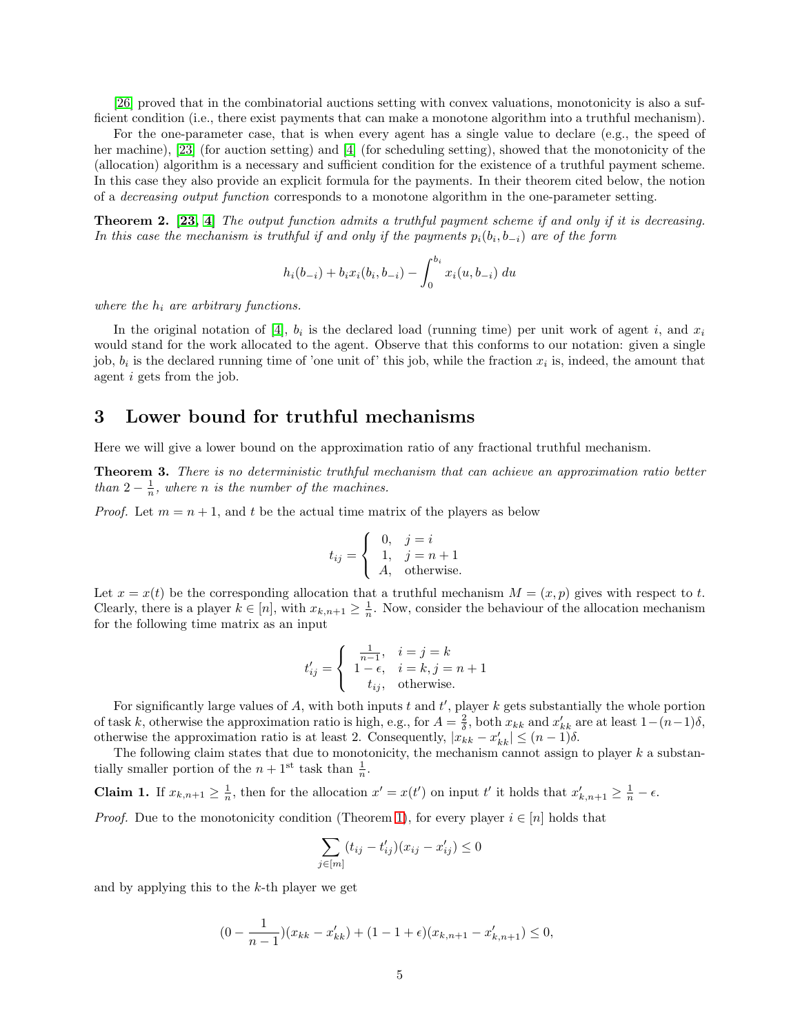[26] proved that in the combinatorial auctions setting with convex valuations, monotonicity is also a sufficient condition (i.e., there exist payments that can make a monotone algorithm into a truthful mechanism).

For the one-parameter case, that is when every agent has a single value to declare (e.g., the speed of her machine), [23] (for auction setting) and [4] (for scheduling setting), showed that the monotonicity of the (allocation) algorithm is a necessary and sufficient condition for the existence of a truthful payment scheme. In this case they also provide an explicit formula for the payments. In their theorem cited below, the notion of a *decreasing output function* corresponds to a monotone algorithm in the one-parameter setting.

**Theorem 2.** **[23, 4]** *The output function admits a truthful payment scheme if and only if it is decreasing. In this case the mechanism is truthful if and only if the payments $p_i(b_i, b_{-i})$ are of the form*

$$h_i(b_{-i}) + b_i x_i(b_i, b_{-i}) - \int_0^{b_i} x_i(u, b_{-i})\, du$$

*where the $h_i$ are arbitrary functions.*

In the original notation of [4], $b_i$ is the declared load (running time) per unit work of agent $i$, and $x_i$ would stand for the work allocated to the agent. Observe that this conforms to our notation: given a single job, $b_i$ is the declared running time of 'one unit of' this job, while the fraction $x_i$ is, indeed, the amount that agent $i$ gets from the job.

# 3 Lower bound for truthful mechanisms

Here we will give a lower bound on the approximation ratio of any fractional truthful mechanism.

**Theorem 3.** *There is no deterministic truthful mechanism that can achieve an approximation ratio better than $2 - \frac{1}{n}$, where $n$ is the number of the machines.*

*Proof.* Let $m = n + 1$, and $t$ be the actual time matrix of the players as below

$$t_{ij} = \begin{cases} 0, & j = i \\ 1, & j = n+1 \\ A, & \text{otherwise.} \end{cases}$$

Let $x = x(t)$ be the corresponding allocation that a truthful mechanism $M = (x, p)$ gives with respect to $t$. Clearly, there is a player $k \in [n]$, with $x_{k,n+1} \geq \frac{1}{n}$. Now, consider the behaviour of the allocation mechanism for the following time matrix as an input

$$t'_{ij} = \begin{cases} \frac{1}{n-1}, & i = j = k \\ 1 - \epsilon, & i = k, j = n+1 \\ t_{ij}, & \text{otherwise.} \end{cases}$$

For significantly large values of $A$, with both inputs $t$ and $t'$, player $k$ gets substantially the whole portion of task $k$, otherwise the approximation ratio is high, e.g., for $A = \frac{2}{\delta}$, both $x_{kk}$ and $x'_{kk}$ are at least $1-(n-1)\delta$, otherwise the approximation ratio is at least 2. Consequently, $|x_{kk} - x'_{kk}| \leq (n-1)\delta$.

The following claim states that due to monotonicity, the mechanism cannot assign to player $k$ a substantially smaller portion of the $n+1^{\text{st}}$ task than $\frac{1}{n}$.

**Claim 1.** If $x_{k,n+1} \geq \frac{1}{n}$, then for the allocation $x' = x(t')$ on input $t'$ it holds that $x'_{k,n+1} \geq \frac{1}{n} - \epsilon$.

*Proof.* Due to the monotonicity condition (Theorem 1), for every player $i \in [n]$ holds that

$$\sum_{j \in [m]} (t_{ij} - t'_{ij})(x_{ij} - x'_{ij}) \leq 0$$

and by applying this to the $k$-th player we get

$$(0 - \frac{1}{n-1})(x_{kk} - x'_{kk}) + (1 - 1 + \epsilon)(x_{k,n+1} - x'_{k,n+1}) \leq 0,$$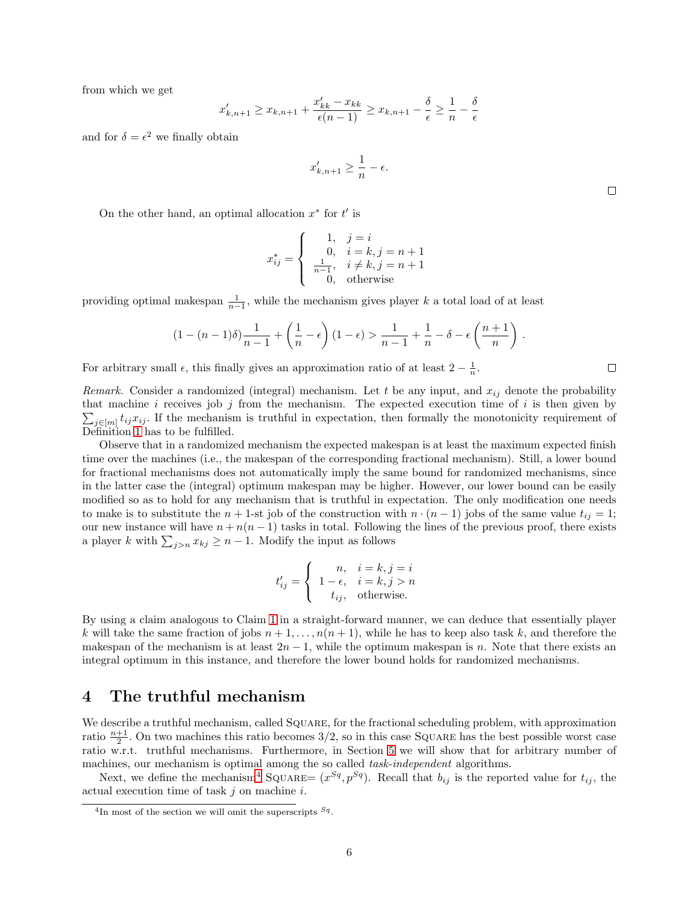from which we get

$$x'_{k,n+1} \geq x_{k,n+1} + \frac{x'_{kk} - x_{kk}}{\epsilon(n-1)} \geq x_{k,n+1} - \frac{\delta}{\epsilon} \geq \frac{1}{n} - \frac{\delta}{\epsilon}$$

and for $\delta = \epsilon^2$ we finally obtain

$$x'_{k,n+1} \geq \frac{1}{n} - \epsilon.$$

□

On the other hand, an optimal allocation $x^*$ for $t'$ is

$$x^*_{ij} = \begin{cases} 1, & j = i \\ 0, & i = k, j = n+1 \\ \frac{1}{n-1}, & i \neq k, j = n+1 \\ 0, & \text{otherwise} \end{cases}$$

providing optimal makespan $\frac{1}{n-1}$, while the mechanism gives player $k$ a total load of at least

$$(1 - (n-1)\delta)\frac{1}{n-1} + \left(\frac{1}{n} - \epsilon\right)(1 - \epsilon) > \frac{1}{n-1} + \frac{1}{n} - \delta - \epsilon\left(\frac{n+1}{n}\right).$$

For arbitrary small $\epsilon$, this finally gives an approximation ratio of at least $2 - \frac{1}{n}$. □

*Remark.* Consider a randomized (integral) mechanism. Let $t$ be any input, and $x_{ij}$ denote the probability that machine $i$ receives job $j$ from the mechanism. The expected execution time of $i$ is then given by $\sum_{j\in[m]} t_{ij}x_{ij}$. If the mechanism is truthful in expectation, then formally the monotonicity requirement of Definition 1 has to be fulfilled.

Observe that in a randomized mechanism the expected makespan is at least the maximum expected finish time over the machines (i.e., the makespan of the corresponding fractional mechanism). Still, a lower bound for fractional mechanisms does not automatically imply the same bound for randomized mechanisms, since in the latter case the (integral) optimum makespan may be higher. However, our lower bound can be easily modified so as to hold for any mechanism that is truthful in expectation. The only modification one needs to make is to substitute the $n+1$-st job of the construction with $n \cdot (n-1)$ jobs of the same value $t_{ij} = 1$; our new instance will have $n + n(n-1)$ tasks in total. Following the lines of the previous proof, there exists a player $k$ with $\sum_{j>n} x_{kj} \geq n-1$. Modify the input as follows

$$t'_{ij} = \begin{cases} n, & i = k, j = i \\ 1-\epsilon, & i = k, j > n \\ t_{ij}, & \text{otherwise.} \end{cases}$$

By using a claim analogous to Claim 1 in a straight-forward manner, we can deduce that essentially player $k$ will take the same fraction of jobs $n+1, \ldots, n(n+1)$, while he has to keep also task $k$, and therefore the makespan of the mechanism is at least $2n-1$, while the optimum makespan is $n$. Note that there exists an integral optimum in this instance, and therefore the lower bound holds for randomized mechanisms.

## 4 The truthful mechanism

We describe a truthful mechanism, called Square, for the fractional scheduling problem, with approximation ratio $\frac{n+1}{2}$. On two machines this ratio becomes 3/2, so in this case Square has the best possible worst case ratio w.r.t. truthful mechanisms. Furthermore, in Section 5 we will show that for arbitrary number of machines, our mechanism is optimal among the so called *task-independent* algorithms.

Next, we define the mechanism[4] Square$= (x^{Sq}, p^{Sq})$. Recall that $b_{ij}$ is the reported value for $t_{ij}$, the actual execution time of task $j$ on machine $i$.

[4] In most of the section we will omit the superscripts $^{Sq}$.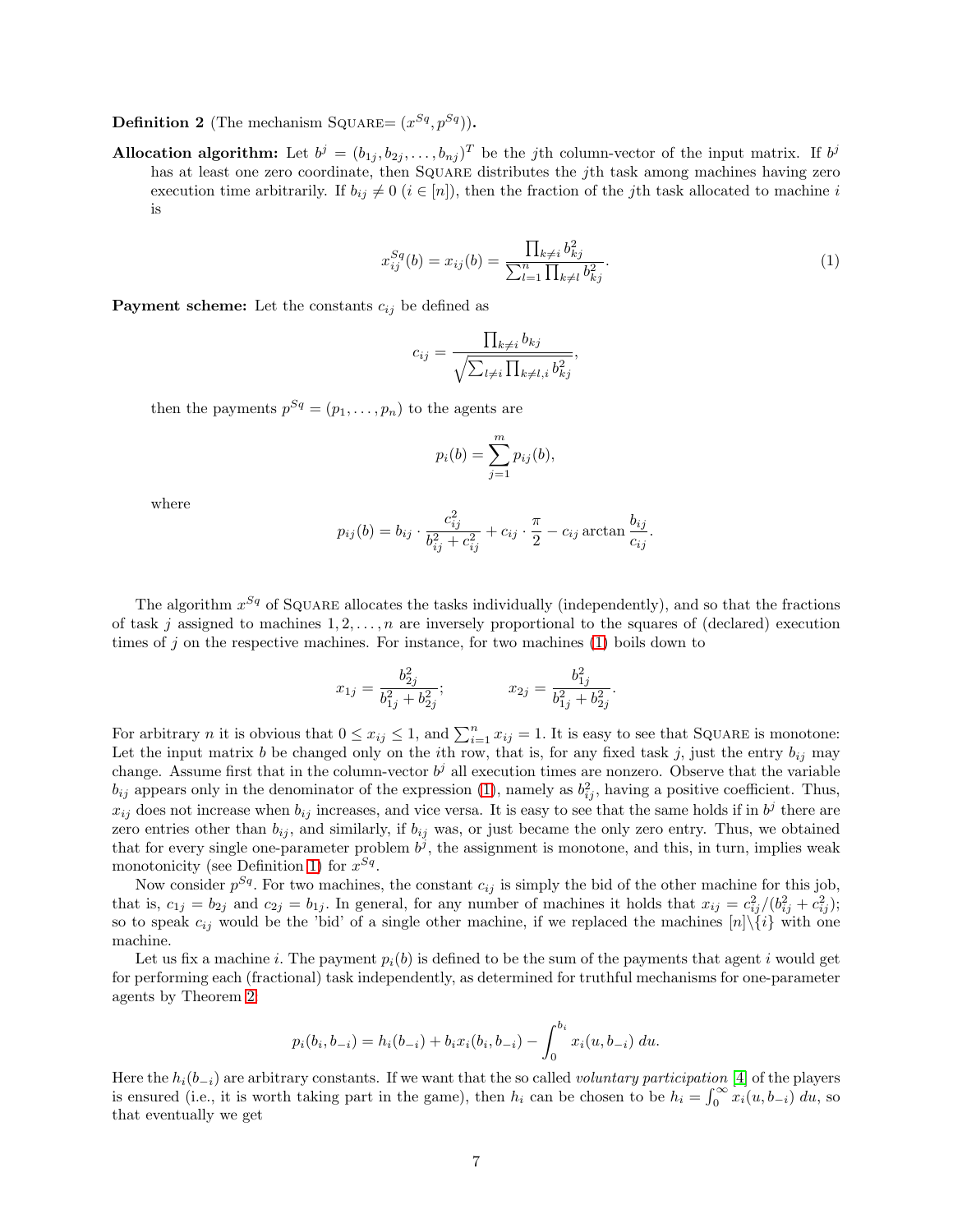**Definition 2** (The mechanism SQUARE= $(x^{Sq}, p^{Sq})$).

**Allocation algorithm:** Let $b^j = (b_{1j}, b_{2j}, \ldots, b_{nj})^T$ be the $j$th column-vector of the input matrix. If $b^j$ has at least one zero coordinate, then SQUARE distributes the $j$th task among machines having zero execution time arbitrarily. If $b_{ij} \neq 0$ $(i \in [n])$, then the fraction of the $j$th task allocated to machine $i$ is

$$x_{ij}^{Sq}(b) = x_{ij}(b) = \frac{\prod_{k \neq i} b_{kj}^2}{\sum_{l=1}^{n} \prod_{k \neq l} b_{kj}^2}. \tag{1}$$

**Payment scheme:** Let the constants $c_{ij}$ be defined as

$$c_{ij} = \frac{\prod_{k \neq i} b_{kj}}{\sqrt{\sum_{l \neq i} \prod_{k \neq l, i} b_{kj}^2}},$$

then the payments $p^{Sq} = (p_1, \ldots, p_n)$ to the agents are

$$p_i(b) = \sum_{j=1}^{m} p_{ij}(b),$$

where

$$p_{ij}(b) = b_{ij} \cdot \frac{c_{ij}^2}{b_{ij}^2 + c_{ij}^2} + c_{ij} \cdot \frac{\pi}{2} - c_{ij} \arctan \frac{b_{ij}}{c_{ij}}.$$

The algorithm $x^{Sq}$ of SQUARE allocates the tasks individually (independently), and so that the fractions of task $j$ assigned to machines $1, 2, \ldots, n$ are inversely proportional to the squares of (declared) execution times of $j$ on the respective machines. For instance, for two machines (1) boils down to

$$x_{1j} = \frac{b_{2j}^2}{b_{1j}^2 + b_{2j}^2}; \qquad x_{2j} = \frac{b_{1j}^2}{b_{1j}^2 + b_{2j}^2}.$$

For arbitrary $n$ it is obvious that $0 \leq x_{ij} \leq 1$, and $\sum_{i=1}^{n} x_{ij} = 1$. It is easy to see that SQUARE is monotone: Let the input matrix $b$ be changed only on the $i$th row, that is, for any fixed task $j$, just the entry $b_{ij}$ may change. Assume first that in the column-vector $b^j$ all execution times are nonzero. Observe that the variable $b_{ij}$ appears only in the denominator of the expression (1), namely as $b_{ij}^2$, having a positive coefficient. Thus, $x_{ij}$ does not increase when $b_{ij}$ increases, and vice versa. It is easy to see that the same holds if in $b^j$ there are zero entries other than $b_{ij}$, and similarly, if $b_{ij}$ was, or just became the only zero entry. Thus, we obtained that for every single one-parameter problem $b^j$, the assignment is monotone, and this, in turn, implies weak monotonicity (see Definition 1) for $x^{Sq}$.

Now consider $p^{Sq}$. For two machines, the constant $c_{ij}$ is simply the bid of the other machine for this job, that is, $c_{1j} = b_{2j}$ and $c_{2j} = b_{1j}$. In general, for any number of machines it holds that $x_{ij} = c_{ij}^2/(b_{ij}^2 + c_{ij}^2)$; so to speak $c_{ij}$ would be the 'bid' of a single other machine, if we replaced the machines $[n] \backslash \{i\}$ with one machine.

Let us fix a machine $i$. The payment $p_i(b)$ is defined to be the sum of the payments that agent $i$ would get for performing each (fractional) task independently, as determined for truthful mechanisms for one-parameter agents by Theorem 2:

$$p_i(b_i, b_{-i}) = h_i(b_{-i}) + b_i x_i(b_i, b_{-i}) - \int_0^{b_i} x_i(u, b_{-i})\, du.$$

Here the $h_i(b_{-i})$ are arbitrary constants. If we want that the so called *voluntary participation* [4] of the players is ensured (i.e., it is worth taking part in the game), then $h_i$ can be chosen to be $h_i = \int_0^\infty x_i(u, b_{-i})\, du$, so that eventually we get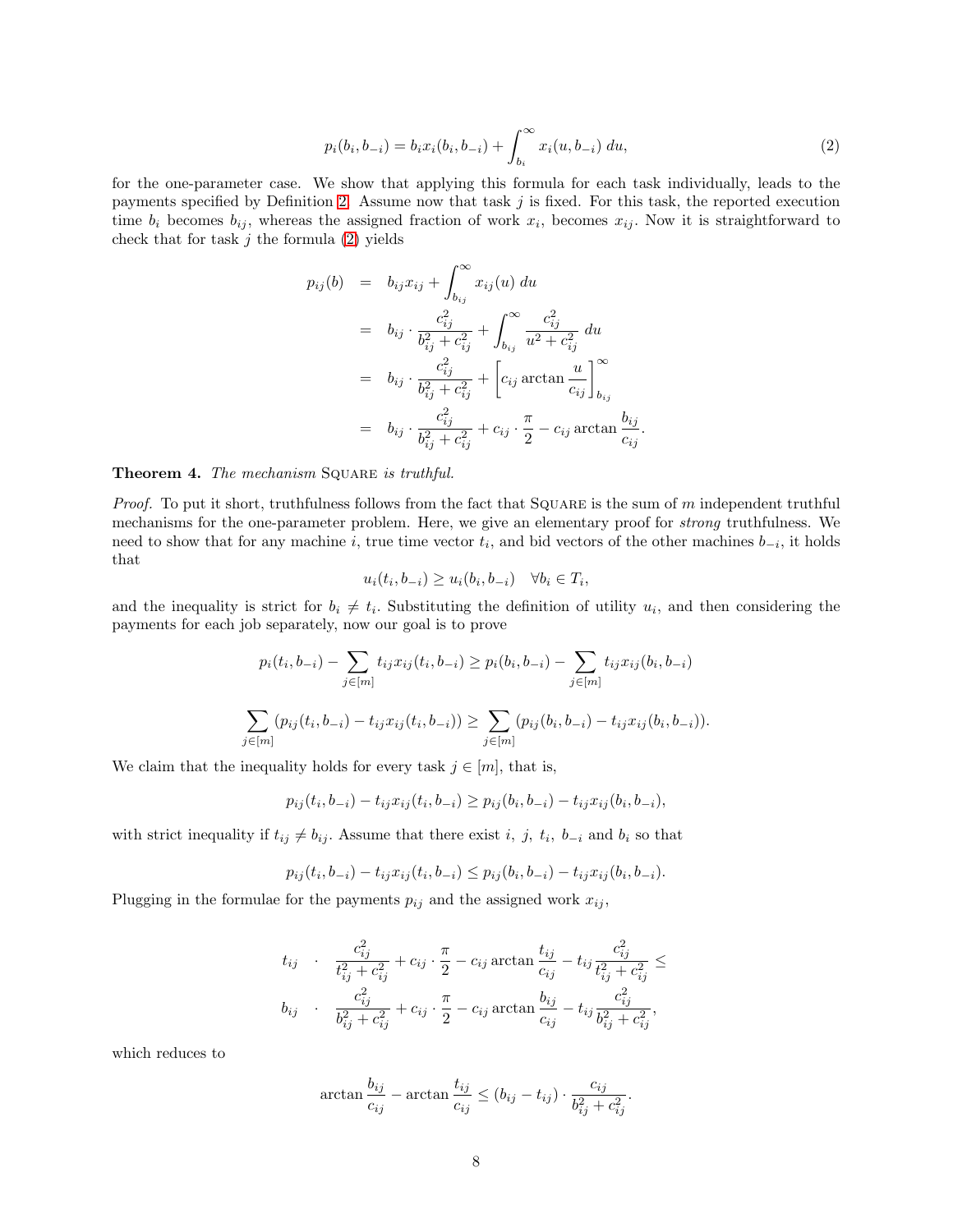$$p_i(b_i, b_{-i}) = b_i x_i(b_i, b_{-i}) + \int_{b_i}^{\infty} x_i(u, b_{-i})\, du, \tag{2}$$

for the one-parameter case. We show that applying this formula for each task individually, leads to the payments specified by Definition 2. Assume now that task $j$ is fixed. For this task, the reported execution time $b_i$ becomes $b_{ij}$, whereas the assigned fraction of work $x_i$, becomes $x_{ij}$. Now it is straightforward to check that for task $j$ the formula (2) yields

$$\begin{aligned}
p_{ij}(b) &= b_{ij} x_{ij} + \int_{b_{ij}}^{\infty} x_{ij}(u)\, du \\
&= b_{ij} \cdot \frac{c_{ij}^2}{b_{ij}^2 + c_{ij}^2} + \int_{b_{ij}}^{\infty} \frac{c_{ij}^2}{u^2 + c_{ij}^2}\, du \\
&= b_{ij} \cdot \frac{c_{ij}^2}{b_{ij}^2 + c_{ij}^2} + \left[ c_{ij} \arctan \frac{u}{c_{ij}} \right]_{b_{ij}}^{\infty} \\
&= b_{ij} \cdot \frac{c_{ij}^2}{b_{ij}^2 + c_{ij}^2} + c_{ij} \cdot \frac{\pi}{2} - c_{ij} \arctan \frac{b_{ij}}{c_{ij}}.
\end{aligned}$$

**Theorem 4.** *The mechanism* SQUARE *is truthful.*

*Proof.* To put it short, truthfulness follows from the fact that SQUARE is the sum of $m$ independent truthful mechanisms for the one-parameter problem. Here, we give an elementary proof for *strong* truthfulness. We need to show that for any machine $i$, true time vector $t_i$, and bid vectors of the other machines $b_{-i}$, it holds that

$$u_i(t_i, b_{-i}) \geq u_i(b_i, b_{-i}) \quad \forall b_i \in T_i,$$

and the inequality is strict for $b_i \neq t_i$. Substituting the definition of utility $u_i$, and then considering the payments for each job separately, now our goal is to prove

$$p_i(t_i, b_{-i}) - \sum_{j \in [m]} t_{ij} x_{ij}(t_i, b_{-i}) \geq p_i(b_i, b_{-i}) - \sum_{j \in [m]} t_{ij} x_{ij}(b_i, b_{-i})$$

$$\sum_{j \in [m]} (p_{ij}(t_i, b_{-i}) - t_{ij} x_{ij}(t_i, b_{-i})) \geq \sum_{j \in [m]} (p_{ij}(b_i, b_{-i}) - t_{ij} x_{ij}(b_i, b_{-i})).$$

We claim that the inequality holds for every task $j \in [m]$, that is,

$$p_{ij}(t_i, b_{-i}) - t_{ij} x_{ij}(t_i, b_{-i}) \geq p_{ij}(b_i, b_{-i}) - t_{ij} x_{ij}(b_i, b_{-i}),$$

with strict inequality if $t_{ij} \neq b_{ij}$. Assume that there exist $i$, $j$, $t_i$, $b_{-i}$ and $b_i$ so that

$$p_{ij}(t_i, b_{-i}) - t_{ij} x_{ij}(t_i, b_{-i}) \leq p_{ij}(b_i, b_{-i}) - t_{ij} x_{ij}(b_i, b_{-i}).$$

Plugging in the formulae for the payments $p_{ij}$ and the assigned work $x_{ij}$,

$$\begin{aligned}
t_{ij} &\cdot \frac{c_{ij}^2}{t_{ij}^2 + c_{ij}^2} + c_{ij} \cdot \frac{\pi}{2} - c_{ij} \arctan \frac{t_{ij}}{c_{ij}} - t_{ij} \frac{c_{ij}^2}{t_{ij}^2 + c_{ij}^2} \leq \\
b_{ij} &\cdot \frac{c_{ij}^2}{b_{ij}^2 + c_{ij}^2} + c_{ij} \cdot \frac{\pi}{2} - c_{ij} \arctan \frac{b_{ij}}{c_{ij}} - t_{ij} \frac{c_{ij}^2}{b_{ij}^2 + c_{ij}^2},
\end{aligned}$$

which reduces to

$$\arctan \frac{b_{ij}}{c_{ij}} - \arctan \frac{t_{ij}}{c_{ij}} \leq (b_{ij} - t_{ij}) \cdot \frac{c_{ij}}{b_{ij}^2 + c_{ij}^2}.$$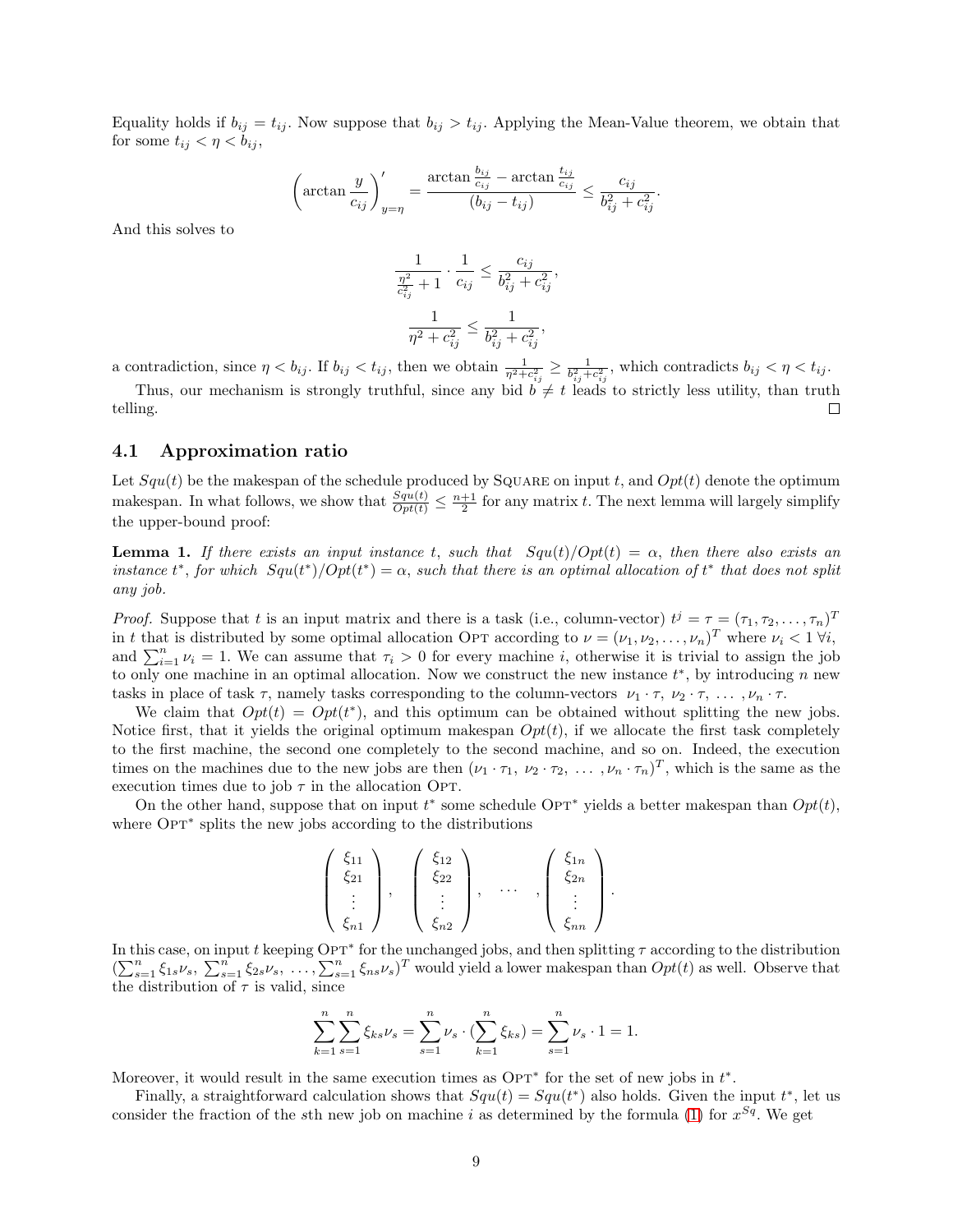Equality holds if $b_{ij} = t_{ij}$. Now suppose that $b_{ij} > t_{ij}$. Applying the Mean-Value theorem, we obtain that for some $t_{ij} < \eta < b_{ij}$,

$$\left(\arctan \frac{y}{c_{ij}}\right)'_{y=\eta} = \frac{\arctan \frac{b_{ij}}{c_{ij}} - \arctan \frac{t_{ij}}{c_{ij}}}{(b_{ij} - t_{ij})} \leq \frac{c_{ij}}{b_{ij}^2 + c_{ij}^2}.$$

And this solves to

$$\frac{1}{\frac{\eta^2}{c_{ij}^2} + 1} \cdot \frac{1}{c_{ij}} \leq \frac{c_{ij}}{b_{ij}^2 + c_{ij}^2},$$

$$\frac{1}{\eta^2 + c_{ij}^2} \leq \frac{1}{b_{ij}^2 + c_{ij}^2},$$

a contradiction, since $\eta < b_{ij}$. If $b_{ij} < t_{ij}$, then we obtain $\frac{1}{\eta^2+c_{ij}^2} \geq \frac{1}{b_{ij}^2+c_{ij}^2}$, which contradicts $b_{ij} < \eta < t_{ij}$.

Thus, our mechanism is strongly truthful, since any bid $b \neq t$ leads to strictly less utility, than truth telling. □

## 4.1 Approximation ratio

Let $Squ(t)$ be the makespan of the schedule produced by Square on input $t$, and $Opt(t)$ denote the optimum makespan. In what follows, we show that $\frac{Squ(t)}{Opt(t)} \leq \frac{n+1}{2}$ for any matrix $t$. The next lemma will largely simplify the upper-bound proof:

**Lemma 1.** *If there exists an input instance $t$, such that $Squ(t)/Opt(t) = \alpha$, then there also exists an instance $t^*$, for which $Squ(t^*)/Opt(t^*) = \alpha$, such that there is an optimal allocation of $t^*$ that does not split any job.*

*Proof.* Suppose that $t$ is an input matrix and there is a task (i.e., column-vector) $t^j = \tau = (\tau_1, \tau_2, \ldots, \tau_n)^T$ in $t$ that is distributed by some optimal allocation Opt according to $\nu = (\nu_1, \nu_2, \ldots, \nu_n)^T$ where $\nu_i < 1\ \forall i$, and $\sum_{i=1}^n \nu_i = 1$. We can assume that $\tau_i > 0$ for every machine $i$, otherwise it is trivial to assign the job to only one machine in an optimal allocation. Now we construct the new instance $t^*$, by introducing $n$ new tasks in place of task $\tau$, namely tasks corresponding to the column-vectors $\nu_1 \cdot \tau,\ \nu_2 \cdot \tau,\ \ldots\ ,\nu_n \cdot \tau$.

We claim that $Opt(t) = Opt(t^*)$, and this optimum can be obtained without splitting the new jobs. Notice first, that it yields the original optimum makespan $Opt(t)$, if we allocate the first task completely to the first machine, the second one completely to the second machine, and so on. Indeed, the execution times on the machines due to the new jobs are then $(\nu_1 \cdot \tau_1,\ \nu_2 \cdot \tau_2,\ \ldots\ ,\nu_n \cdot \tau_n)^T$, which is the same as the execution times due to job $\tau$ in the allocation Opt.

On the other hand, suppose that on input $t^*$ some schedule Opt* yields a better makespan than $Opt(t)$, where Opt* splits the new jobs according to the distributions

$$\begin{pmatrix} \xi_{11} \\ \xi_{21} \\ \vdots \\ \xi_{n1} \end{pmatrix}, \quad \begin{pmatrix} \xi_{12} \\ \xi_{22} \\ \vdots \\ \xi_{n2} \end{pmatrix}, \quad \ldots \quad, \begin{pmatrix} \xi_{1n} \\ \xi_{2n} \\ \vdots \\ \xi_{nn} \end{pmatrix}.$$

In this case, on input $t$ keeping Opt* for the unchanged jobs, and then splitting $\tau$ according to the distribution $(\sum_{s=1}^n \xi_{1s}\nu_s,\ \sum_{s=1}^n \xi_{2s}\nu_s,\ \ldots, \sum_{s=1}^n \xi_{ns}\nu_s)^T$ would yield a lower makespan than $Opt(t)$ as well. Observe that the distribution of $\tau$ is valid, since

$$\sum_{k=1}^n \sum_{s=1}^n \xi_{ks}\nu_s = \sum_{s=1}^n \nu_s \cdot (\sum_{k=1}^n \xi_{ks}) = \sum_{s=1}^n \nu_s \cdot 1 = 1.$$

Moreover, it would result in the same execution times as Opt* for the set of new jobs in $t^*$.

Finally, a straightforward calculation shows that $Squ(t) = Squ(t^*)$ also holds. Given the input $t^*$, let us consider the fraction of the $s$th new job on machine $i$ as determined by the formula (1) for $x^{Sq}$. We get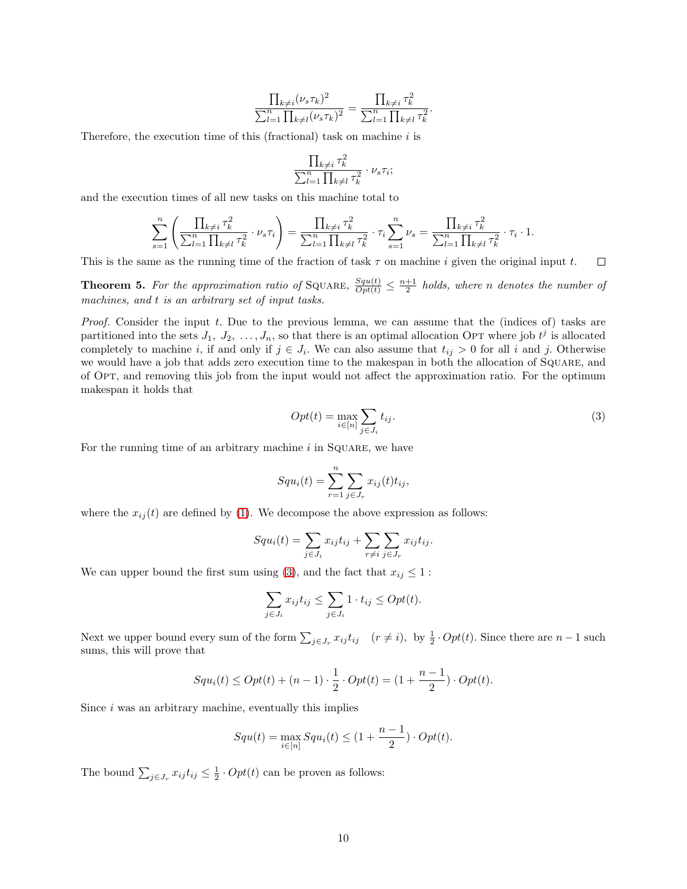$$\frac{\prod_{k\neq i}(\nu_s\tau_k)^2}{\sum_{l=1}^n\prod_{k\neq l}(\nu_s\tau_k)^2} = \frac{\prod_{k\neq i}\tau_k^2}{\sum_{l=1}^n\prod_{k\neq l}\tau_k^2}.$$

Therefore, the execution time of this (fractional) task on machine $i$ is

$$\frac{\prod_{k\neq i}\tau_k^2}{\sum_{l=1}^n\prod_{k\neq l}\tau_k^2}\cdot\nu_s\tau_i;$$

and the execution times of all new tasks on this machine total to

$$\sum_{s=1}^n\left(\frac{\prod_{k\neq i}\tau_k^2}{\sum_{l=1}^n\prod_{k\neq l}\tau_k^2}\cdot\nu_s\tau_i\right) = \frac{\prod_{k\neq i}\tau_k^2}{\sum_{l=1}^n\prod_{k\neq l}\tau_k^2}\cdot\tau_i\sum_{s=1}^n\nu_s = \frac{\prod_{k\neq i}\tau_k^2}{\sum_{l=1}^n\prod_{k\neq l}\tau_k^2}\cdot\tau_i\cdot 1.$$

This is the same as the running time of the fraction of task $\tau$ on machine $i$ given the original input $t$. □

**Theorem 5.** *For the approximation ratio of* Square, $\frac{Squ(t)}{Opt(t)}\leq\frac{n+1}{2}$ *holds, where $n$ denotes the number of machines, and $t$ is an arbitrary set of input tasks.*

*Proof.* Consider the input $t$. Due to the previous lemma, we can assume that the (indices of) tasks are partitioned into the sets $J_1,\ J_2,\ \ldots, J_n$, so that there is an optimal allocation Opt where job $t^j$ is allocated completely to machine $i$, if and only if $j\in J_i$. We can also assume that $t_{ij}>0$ for all $i$ and $j$. Otherwise we would have a job that adds zero execution time to the makespan in both the allocation of Square, and of Opt, and removing this job from the input would not affect the approximation ratio. For the optimum makespan it holds that

$$Opt(t) = \max_{i\in[n]}\sum_{j\in J_i}t_{ij}. \tag{3}$$

For the running time of an arbitrary machine $i$ in Square, we have

$$Squ_i(t) = \sum_{r=1}^n\sum_{j\in J_r}x_{ij}(t)t_{ij},$$

where the $x_{ij}(t)$ are defined by (1). We decompose the above expression as follows:

$$Squ_i(t) = \sum_{j\in J_i}x_{ij}t_{ij} + \sum_{r\neq i}\sum_{j\in J_r}x_{ij}t_{ij}.$$

We can upper bound the first sum using (3), and the fact that $x_{ij}\leq 1$ :

$$\sum_{j\in J_i}x_{ij}t_{ij}\leq\sum_{j\in J_i}1\cdot t_{ij}\leq Opt(t).$$

Next we upper bound every sum of the form $\sum_{j\in J_r}x_{ij}t_{ij}\quad(r\neq i)$, by $\frac{1}{2}\cdot Opt(t)$. Since there are $n-1$ such sums, this will prove that

$$Squ_i(t)\leq Opt(t) + (n-1)\cdot\frac{1}{2}\cdot Opt(t) = (1+\frac{n-1}{2})\cdot Opt(t).$$

Since $i$ was an arbitrary machine, eventually this implies

$$Squ(t) = \max_{i\in[n]}Squ_i(t)\leq(1+\frac{n-1}{2})\cdot Opt(t).$$

The bound $\sum_{j\in J_r}x_{ij}t_{ij}\leq\frac{1}{2}\cdot Opt(t)$ can be proven as follows: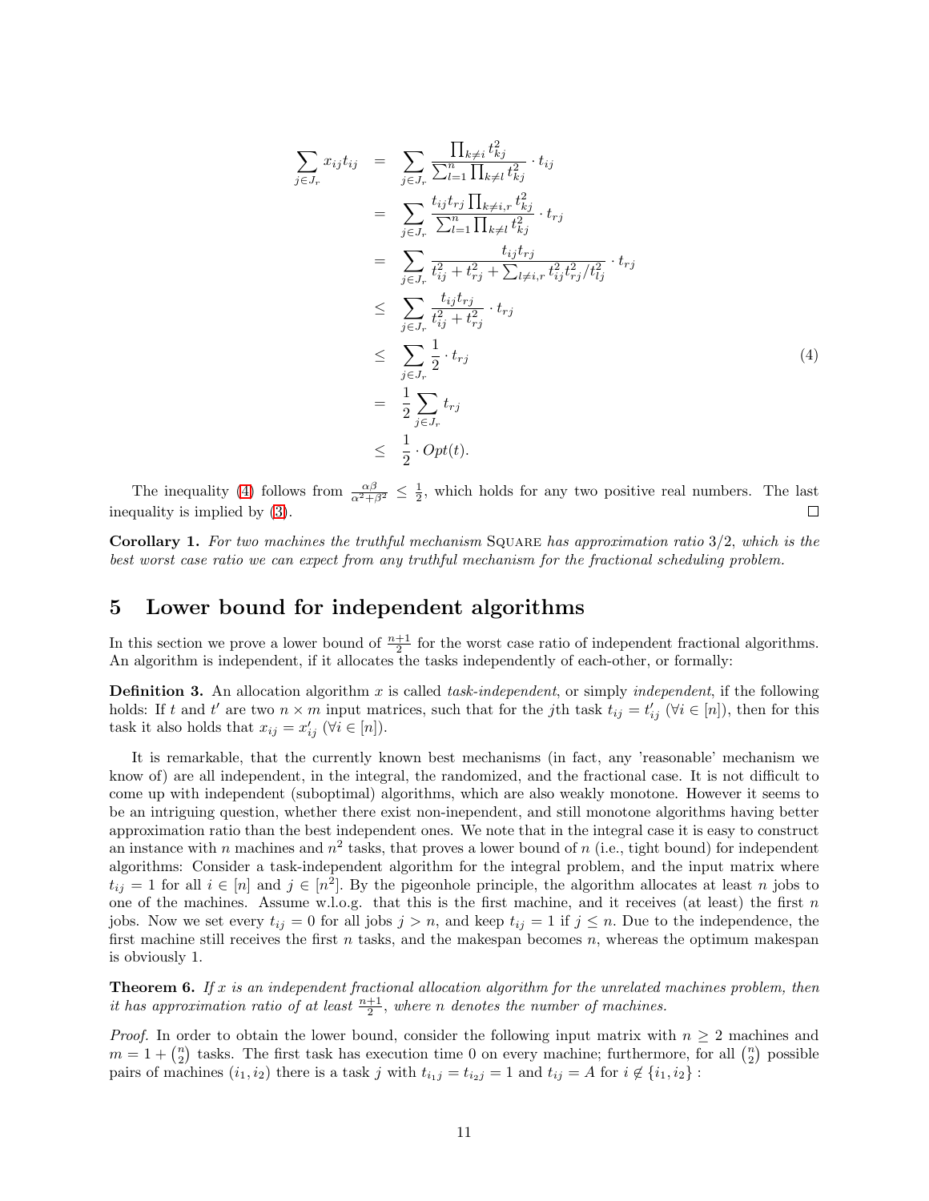$$
\begin{aligned}
\sum_{j \in J_r} x_{ij} t_{ij} &= \sum_{j \in J_r} \frac{\prod_{k \neq i} t_{kj}^2}{\sum_{l=1}^{n} \prod_{k \neq l} t_{kj}^2} \cdot t_{ij} \\
&= \sum_{j \in J_r} \frac{t_{ij} t_{rj} \prod_{k \neq i,r} t_{kj}^2}{\sum_{l=1}^{n} \prod_{k \neq l} t_{kj}^2} \cdot t_{rj} \\
&= \sum_{j \in J_r} \frac{t_{ij} t_{rj}}{t_{ij}^2 + t_{rj}^2 + \sum_{l \neq i,r} t_{ij}^2 t_{rj}^2 / t_{lj}^2} \cdot t_{rj} \\
&\leq \sum_{j \in J_r} \frac{t_{ij} t_{rj}}{t_{ij}^2 + t_{rj}^2} \cdot t_{rj} \\
&\leq \sum_{j \in J_r} \frac{1}{2} \cdot t_{rj} \qquad (4) \\
&= \frac{1}{2} \sum_{j \in J_r} t_{rj} \\
&\leq \frac{1}{2} \cdot Opt(t).
\end{aligned}
$$

The inequality (4) follows from $\frac{\alpha\beta}{\alpha^2+\beta^2} \leq \frac{1}{2}$, which holds for any two positive real numbers. The last inequality is implied by (3). □

**Corollary 1.** *For two machines the truthful mechanism* Square *has approximation ratio* $3/2$*, which is the best worst case ratio we can expect from any truthful mechanism for the fractional scheduling problem.*

## 5 Lower bound for independent algorithms

In this section we prove a lower bound of $\frac{n+1}{2}$ for the worst case ratio of independent fractional algorithms. An algorithm is independent, if it allocates the tasks independently of each-other, or formally:

**Definition 3.** An allocation algorithm $x$ is called *task-independent*, or simply *independent*, if the following holds: If $t$ and $t'$ are two $n \times m$ input matrices, such that for the $j$th task $t_{ij} = t'_{ij}$ $(\forall i \in [n])$, then for this task it also holds that $x_{ij} = x'_{ij}$ $(\forall i \in [n])$.

It is remarkable, that the currently known best mechanisms (in fact, any 'reasonable' mechanism we know of) are all independent, in the integral, the randomized, and the fractional case. It is not difficult to come up with independent (suboptimal) algorithms, which are also weakly monotone. However it seems to be an intriguing question, whether there exist non-inependent, and still monotone algorithms having better approximation ratio than the best independent ones. We note that in the integral case it is easy to construct an instance with $n$ machines and $n^2$ tasks, that proves a lower bound of $n$ (i.e., tight bound) for independent algorithms: Consider a task-independent algorithm for the integral problem, and the input matrix where $t_{ij} = 1$ for all $i \in [n]$ and $j \in [n^2]$. By the pigeonhole principle, the algorithm allocates at least $n$ jobs to one of the machines. Assume w.l.o.g. that this is the first machine, and it receives (at least) the first $n$ jobs. Now we set every $t_{ij} = 0$ for all jobs $j > n$, and keep $t_{ij} = 1$ if $j \leq n$. Due to the independence, the first machine still receives the first $n$ tasks, and the makespan becomes $n$, whereas the optimum makespan is obviously 1.

**Theorem 6.** *If $x$ is an independent fractional allocation algorithm for the unrelated machines problem, then it has approximation ratio of at least $\frac{n+1}{2}$, where $n$ denotes the number of machines.*

*Proof.* In order to obtain the lower bound, consider the following input matrix with $n \geq 2$ machines and $m = 1 + \binom{n}{2}$ tasks. The first task has execution time 0 on every machine; furthermore, for all $\binom{n}{2}$ possible pairs of machines $(i_1, i_2)$ there is a task $j$ with $t_{i_1 j} = t_{i_2 j} = 1$ and $t_{ij} = A$ for $i \notin \{i_1, i_2\}$ :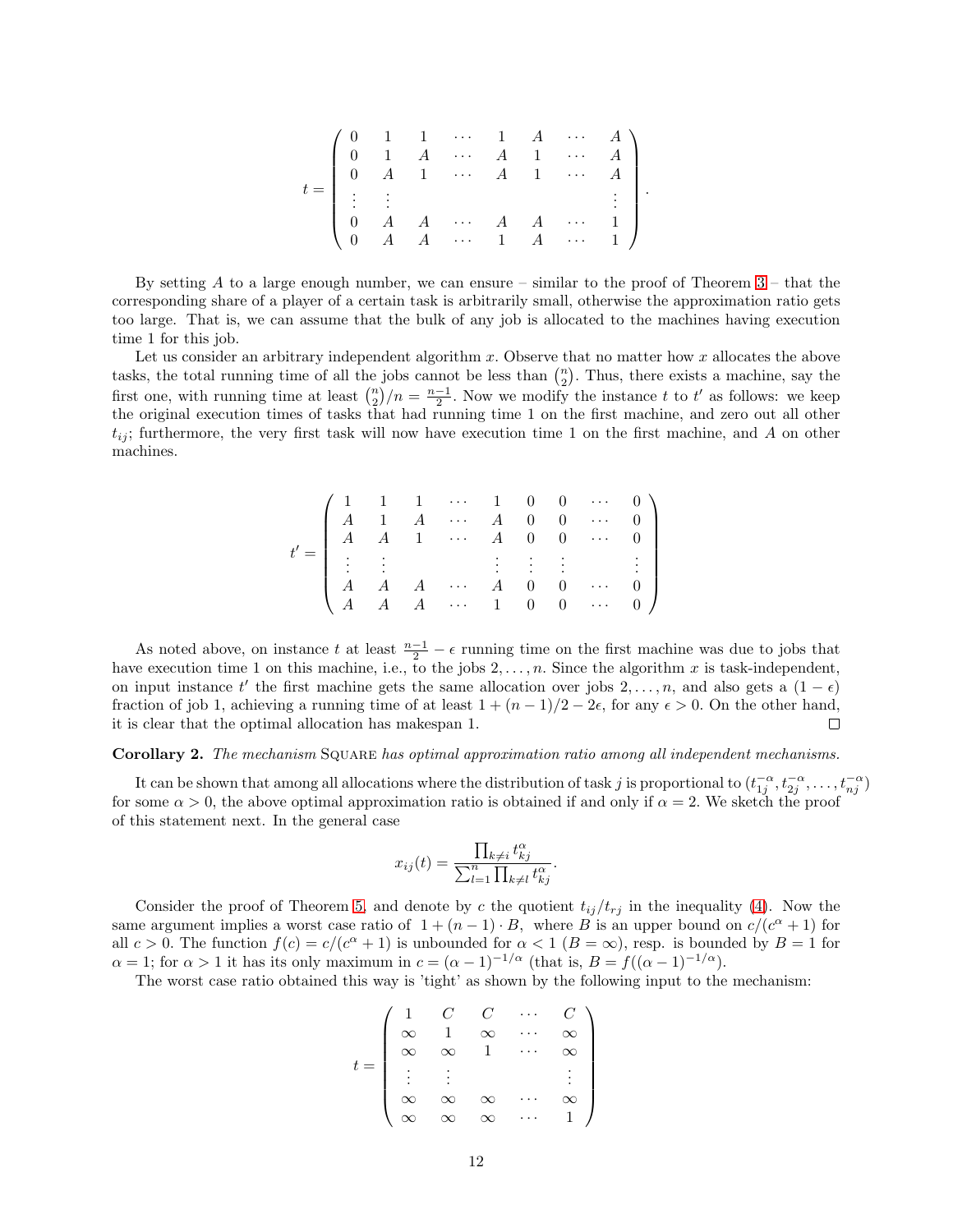$$t = \begin{pmatrix} 0 & 1 & 1 & \cdots & 1 & A & \cdots & A \\ 0 & 1 & A & \cdots & A & 1 & \cdots & A \\ 0 & A & 1 & \cdots & A & 1 & \cdots & A \\ \vdots & \vdots & & & & & & \vdots \\ 0 & A & A & \cdots & A & A & \cdots & 1 \\ 0 & A & A & \cdots & 1 & A & \cdots & 1 \end{pmatrix}.$$

By setting $A$ to a large enough number, we can ensure – similar to the proof of Theorem 3 – that the corresponding share of a player of a certain task is arbitrarily small, otherwise the approximation ratio gets too large. That is, we can assume that the bulk of any job is allocated to the machines having execution time 1 for this job.

Let us consider an arbitrary independent algorithm $x$. Observe that no matter how $x$ allocates the above tasks, the total running time of all the jobs cannot be less than $\binom{n}{2}$. Thus, there exists a machine, say the first one, with running time at least $\binom{n}{2}/n = \frac{n-1}{2}$. Now we modify the instance $t$ to $t'$ as follows: we keep the original execution times of tasks that had running time 1 on the first machine, and zero out all other $t_{ij}$; furthermore, the very first task will now have execution time 1 on the first machine, and $A$ on other machines.

$$t' = \begin{pmatrix} 1 & 1 & 1 & \cdots & 1 & 0 & 0 & \cdots & 0 \\ A & 1 & A & \cdots & A & 0 & 0 & \cdots & 0 \\ A & A & 1 & \cdots & A & 0 & 0 & \cdots & 0 \\ \vdots & \vdots & & & \vdots & \vdots & \vdots & & \vdots \\ A & A & A & \cdots & A & 0 & 0 & \cdots & 0 \\ A & A & A & \cdots & 1 & 0 & 0 & \cdots & 0 \end{pmatrix}$$

As noted above, on instance $t$ at least $\frac{n-1}{2} - \epsilon$ running time on the first machine was due to jobs that have execution time 1 on this machine, i.e., to the jobs $2, \ldots, n$. Since the algorithm $x$ is task-independent, on input instance $t'$ the first machine gets the same allocation over jobs $2, \ldots, n$, and also gets a $(1-\epsilon)$ fraction of job 1, achieving a running time of at least $1 + (n-1)/2 - 2\epsilon$, for any $\epsilon > 0$. On the other hand, it is clear that the optimal allocation has makespan 1. □

**Corollary 2.** *The mechanism* SQUARE *has optimal approximation ratio among all independent mechanisms.*

It can be shown that among all allocations where the distribution of task $j$ is proportional to $(t_{1j}^{-\alpha}, t_{2j}^{-\alpha}, \ldots, t_{nj}^{-\alpha})$ for some $\alpha > 0$, the above optimal approximation ratio is obtained if and only if $\alpha = 2$. We sketch the proof of this statement next. In the general case

$$x_{ij}(t) = \frac{\prod_{k \neq i} t_{kj}^{\alpha}}{\sum_{l=1}^{n} \prod_{k \neq l} t_{kj}^{\alpha}}.$$

Consider the proof of Theorem 5, and denote by $c$ the quotient $t_{ij}/t_{rj}$ in the inequality (4). Now the same argument implies a worst case ratio of $1 + (n-1) \cdot B$, where $B$ is an upper bound on $c/(c^{\alpha}+1)$ for all $c > 0$. The function $f(c) = c/(c^{\alpha}+1)$ is unbounded for $\alpha < 1$ ($B = \infty$), resp. is bounded by $B = 1$ for $\alpha = 1$; for $\alpha > 1$ it has its only maximum in $c = (\alpha - 1)^{-1/\alpha}$ (that is, $B = f((\alpha-1)^{-1/\alpha})$.

The worst case ratio obtained this way is 'tight' as shown by the following input to the mechanism:

$$t = \begin{pmatrix} 1 & C & C & \cdots & C \\ \infty & 1 & \infty & \cdots & \infty \\ \infty & \infty & 1 & \cdots & \infty \\ \vdots & \vdots & & & \vdots \\ \infty & \infty & \infty & \cdots & \infty \\ \infty & \infty & \infty & \cdots & 1 \end{pmatrix}$$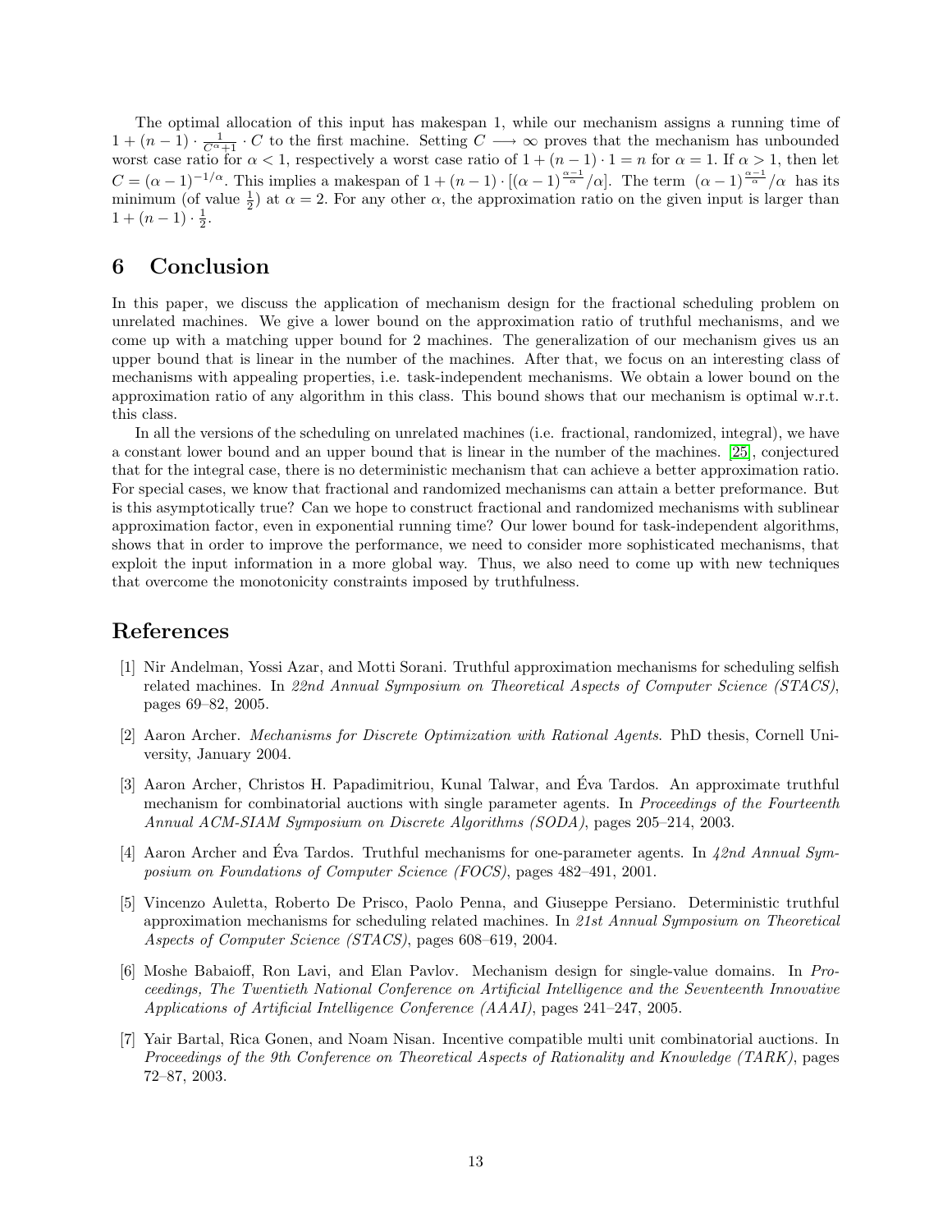The optimal allocation of this input has makespan 1, while our mechanism assigns a running time of $1 + (n-1) \cdot \frac{1}{C^\alpha + 1} \cdot C$ to the first machine. Setting $C \longrightarrow \infty$ proves that the mechanism has unbounded worst case ratio for $\alpha < 1$, respectively a worst case ratio of $1 + (n-1) \cdot 1 = n$ for $\alpha = 1$. If $\alpha > 1$, then let $C = (\alpha - 1)^{-1/\alpha}$. This implies a makespan of $1 + (n-1) \cdot [(\alpha - 1)^{\frac{\alpha-1}{\alpha}}/\alpha]$. The term $(\alpha - 1)^{\frac{\alpha-1}{\alpha}}/\alpha$ has its minimum (of value $\frac{1}{2}$) at $\alpha = 2$. For any other $\alpha$, the approximation ratio on the given input is larger than $1 + (n-1) \cdot \frac{1}{2}$.

# 6 Conclusion

In this paper, we discuss the application of mechanism design for the fractional scheduling problem on unrelated machines. We give a lower bound on the approximation ratio of truthful mechanisms, and we come up with a matching upper bound for 2 machines. The generalization of our mechanism gives us an upper bound that is linear in the number of the machines. After that, we focus on an interesting class of mechanisms with appealing properties, i.e. task-independent mechanisms. We obtain a lower bound on the approximation ratio of any algorithm in this class. This bound shows that our mechanism is optimal w.r.t. this class.

In all the versions of the scheduling on unrelated machines (i.e. fractional, randomized, integral), we have a constant lower bound and an upper bound that is linear in the number of the machines. [25], conjectured that for the integral case, there is no deterministic mechanism that can achieve a better approximation ratio. For special cases, we know that fractional and randomized mechanisms can attain a better preformance. But is this asymptotically true? Can we hope to construct fractional and randomized mechanisms with sublinear approximation factor, even in exponential running time? Our lower bound for task-independent algorithms, shows that in order to improve the performance, we need to consider more sophisticated mechanisms, that exploit the input information in a more global way. Thus, we also need to come up with new techniques that overcome the monotonicity constraints imposed by truthfulness.

# References

[1] Nir Andelman, Yossi Azar, and Motti Sorani. Truthful approximation mechanisms for scheduling selfish related machines. In *22nd Annual Symposium on Theoretical Aspects of Computer Science (STACS)*, pages 69–82, 2005.

[2] Aaron Archer. *Mechanisms for Discrete Optimization with Rational Agents*. PhD thesis, Cornell University, January 2004.

[3] Aaron Archer, Christos H. Papadimitriou, Kunal Talwar, and Éva Tardos. An approximate truthful mechanism for combinatorial auctions with single parameter agents. In *Proceedings of the Fourteenth Annual ACM-SIAM Symposium on Discrete Algorithms (SODA)*, pages 205–214, 2003.

[4] Aaron Archer and Éva Tardos. Truthful mechanisms for one-parameter agents. In *42nd Annual Symposium on Foundations of Computer Science (FOCS)*, pages 482–491, 2001.

[5] Vincenzo Auletta, Roberto De Prisco, Paolo Penna, and Giuseppe Persiano. Deterministic truthful approximation mechanisms for scheduling related machines. In *21st Annual Symposium on Theoretical Aspects of Computer Science (STACS)*, pages 608–619, 2004.

[6] Moshe Babaioff, Ron Lavi, and Elan Pavlov. Mechanism design for single-value domains. In *Proceedings, The Twentieth National Conference on Artificial Intelligence and the Seventeenth Innovative Applications of Artificial Intelligence Conference (AAAI)*, pages 241–247, 2005.

[7] Yair Bartal, Rica Gonen, and Noam Nisan. Incentive compatible multi unit combinatorial auctions. In *Proceedings of the 9th Conference on Theoretical Aspects of Rationality and Knowledge (TARK)*, pages 72–87, 2003.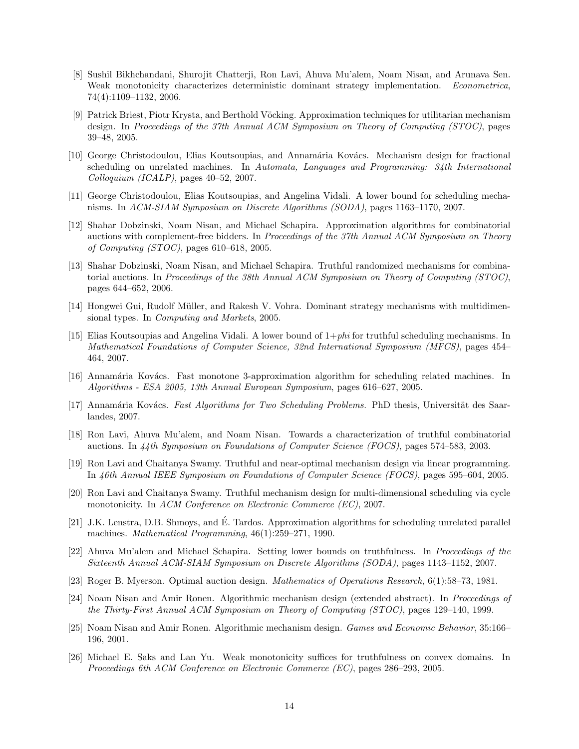[8] Sushil Bikhchandani, Shurojit Chatterji, Ron Lavi, Ahuva Mu'alem, Noam Nisan, and Arunava Sen. Weak monotonicity characterizes deterministic dominant strategy implementation. *Econometrica*, 74(4):1109–1132, 2006.

[9] Patrick Briest, Piotr Krysta, and Berthold Vöcking. Approximation techniques for utilitarian mechanism design. In *Proceedings of the 37th Annual ACM Symposium on Theory of Computing (STOC)*, pages 39–48, 2005.

[10] George Christodoulou, Elias Koutsoupias, and Annamária Kovács. Mechanism design for fractional scheduling on unrelated machines. In *Automata, Languages and Programming: 34th International Colloquium (ICALP)*, pages 40–52, 2007.

[11] George Christodoulou, Elias Koutsoupias, and Angelina Vidali. A lower bound for scheduling mechanisms. In *ACM-SIAM Symposium on Discrete Algorithms (SODA)*, pages 1163–1170, 2007.

[12] Shahar Dobzinski, Noam Nisan, and Michael Schapira. Approximation algorithms for combinatorial auctions with complement-free bidders. In *Proceedings of the 37th Annual ACM Symposium on Theory of Computing (STOC)*, pages 610–618, 2005.

[13] Shahar Dobzinski, Noam Nisan, and Michael Schapira. Truthful randomized mechanisms for combinatorial auctions. In *Proceedings of the 38th Annual ACM Symposium on Theory of Computing (STOC)*, pages 644–652, 2006.

[14] Hongwei Gui, Rudolf Müller, and Rakesh V. Vohra. Dominant strategy mechanisms with multidimensional types. In *Computing and Markets*, 2005.

[15] Elias Koutsoupias and Angelina Vidali. A lower bound of 1+*phi* for truthful scheduling mechanisms. In *Mathematical Foundations of Computer Science, 32nd International Symposium (MFCS)*, pages 454–464, 2007.

[16] Annamária Kovács. Fast monotone 3-approximation algorithm for scheduling related machines. In *Algorithms - ESA 2005, 13th Annual European Symposium*, pages 616–627, 2005.

[17] Annamária Kovács. *Fast Algorithms for Two Scheduling Problems.* PhD thesis, Universität des Saarlandes, 2007.

[18] Ron Lavi, Ahuva Mu'alem, and Noam Nisan. Towards a characterization of truthful combinatorial auctions. In *44th Symposium on Foundations of Computer Science (FOCS)*, pages 574–583, 2003.

[19] Ron Lavi and Chaitanya Swamy. Truthful and near-optimal mechanism design via linear programming. In *46th Annual IEEE Symposium on Foundations of Computer Science (FOCS)*, pages 595–604, 2005.

[20] Ron Lavi and Chaitanya Swamy. Truthful mechanism design for multi-dimensional scheduling via cycle monotonicity. In *ACM Conference on Electronic Commerce (EC)*, 2007.

[21] J.K. Lenstra, D.B. Shmoys, and É. Tardos. Approximation algorithms for scheduling unrelated parallel machines. *Mathematical Programming*, 46(1):259–271, 1990.

[22] Ahuva Mu'alem and Michael Schapira. Setting lower bounds on truthfulness. In *Proceedings of the Sixteenth Annual ACM-SIAM Symposium on Discrete Algorithms (SODA)*, pages 1143–1152, 2007.

[23] Roger B. Myerson. Optimal auction design. *Mathematics of Operations Research*, 6(1):58–73, 1981.

[24] Noam Nisan and Amir Ronen. Algorithmic mechanism design (extended abstract). In *Proceedings of the Thirty-First Annual ACM Symposium on Theory of Computing (STOC)*, pages 129–140, 1999.

[25] Noam Nisan and Amir Ronen. Algorithmic mechanism design. *Games and Economic Behavior*, 35:166–196, 2001.

[26] Michael E. Saks and Lan Yu. Weak monotonicity suffices for truthfulness on convex domains. In *Proceedings 6th ACM Conference on Electronic Commerce (EC)*, pages 286–293, 2005.